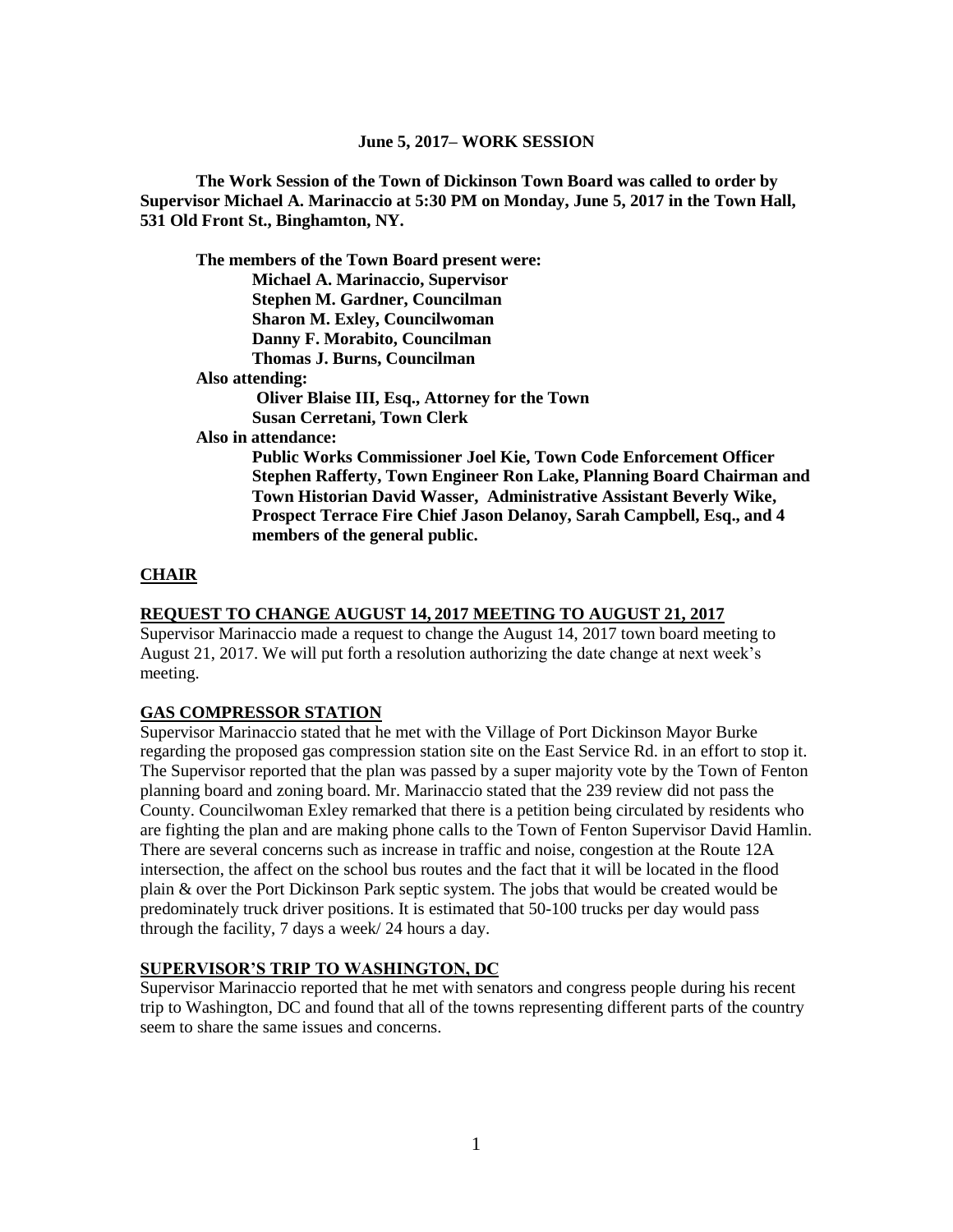**June 5, 2017– WORK SESSION**

**The Work Session of the Town of Dickinson Town Board was called to order by Supervisor Michael A. Marinaccio at 5:30 PM on Monday, June 5, 2017 in the Town Hall, 531 Old Front St., Binghamton, NY.**

**The members of the Town Board present were:**
**Michael A. Marinaccio, Supervisor**
**Stephen M. Gardner, Councilman**
**Sharon M. Exley, Councilwoman**
**Danny F. Morabito, Councilman**
**Thomas J. Burns, Councilman**

**Also attending:**
**Oliver Blaise III, Esq., Attorney for the Town**
**Susan Cerretani, Town Clerk**

**Also in attendance:**
**Public Works Commissioner Joel Kie, Town Code Enforcement Officer Stephen Rafferty, Town Engineer Ron Lake, Planning Board Chairman and Town Historian David Wasser, Administrative Assistant Beverly Wike, Prospect Terrace Fire Chief Jason Delanoy, Sarah Campbell, Esq., and 4 members of the general public.**

## CHAIR

### REQUEST TO CHANGE AUGUST 14, 2017 MEETING TO AUGUST 21, 2017

Supervisor Marinaccio made a request to change the August 14, 2017 town board meeting to August 21, 2017. We will put forth a resolution authorizing the date change at next week's meeting.

### GAS COMPRESSOR STATION

Supervisor Marinaccio stated that he met with the Village of Port Dickinson Mayor Burke regarding the proposed gas compression station site on the East Service Rd. in an effort to stop it. The Supervisor reported that the plan was passed by a super majority vote by the Town of Fenton planning board and zoning board. Mr. Marinaccio stated that the 239 review did not pass the County. Councilwoman Exley remarked that there is a petition being circulated by residents who are fighting the plan and are making phone calls to the Town of Fenton Supervisor David Hamlin. There are several concerns such as increase in traffic and noise, congestion at the Route 12A intersection, the affect on the school bus routes and the fact that it will be located in the flood plain & over the Port Dickinson Park septic system. The jobs that would be created would be predominately truck driver positions. It is estimated that 50-100 trucks per day would pass through the facility, 7 days a week/ 24 hours a day.

### SUPERVISOR'S TRIP TO WASHINGTON, DC

Supervisor Marinaccio reported that he met with senators and congress people during his recent trip to Washington, DC and found that all of the towns representing different parts of the country seem to share the same issues and concerns.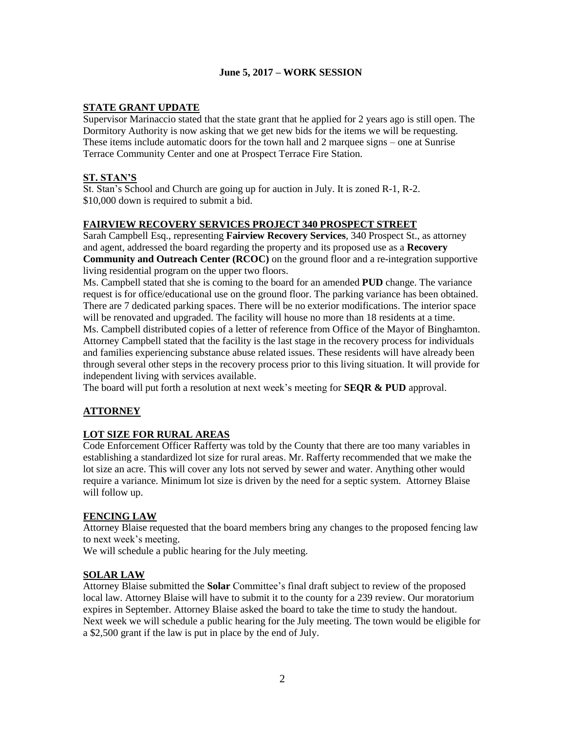## June 5, 2017 – WORK SESSION

### STATE GRANT UPDATE

Supervisor Marinaccio stated that the state grant that he applied for 2 years ago is still open. The Dormitory Authority is now asking that we get new bids for the items we will be requesting. These items include automatic doors for the town hall and 2 marquee signs – one at Sunrise Terrace Community Center and one at Prospect Terrace Fire Station.

### ST. STAN'S

St. Stan's School and Church are going up for auction in July. It is zoned R-1, R-2. $10,000 down is required to submit a bid.

### FAIRVIEW RECOVERY SERVICES PROJECT 340 PROSPECT STREET

Sarah Campbell Esq., representing **Fairview Recovery Services**, 340 Prospect St., as attorney and agent, addressed the board regarding the property and its proposed use as a **Recovery Community and Outreach Center (RCOC)** on the ground floor and a re-integration supportive living residential program on the upper two floors.

Ms. Campbell stated that she is coming to the board for an amended **PUD** change. The variance request is for office/educational use on the ground floor. The parking variance has been obtained. There are 7 dedicated parking spaces. There will be no exterior modifications. The interior space will be renovated and upgraded. The facility will house no more than 18 residents at a time.

Ms. Campbell distributed copies of a letter of reference from Office of the Mayor of Binghamton.

Attorney Campbell stated that the facility is the last stage in the recovery process for individuals and families experiencing substance abuse related issues. These residents will have already been through several other steps in the recovery process prior to this living situation. It will provide for independent living with services available.

The board will put forth a resolution at next week's meeting for **SEQR & PUD** approval.

### ATTORNEY

### LOT SIZE FOR RURAL AREAS

Code Enforcement Officer Rafferty was told by the County that there are too many variables in establishing a standardized lot size for rural areas. Mr. Rafferty recommended that we make the lot size an acre. This will cover any lots not served by sewer and water. Anything other would require a variance. Minimum lot size is driven by the need for a septic system. Attorney Blaise will follow up.

### FENCING LAW

Attorney Blaise requested that the board members bring any changes to the proposed fencing law to next week's meeting.

We will schedule a public hearing for the July meeting.

### SOLAR LAW

Attorney Blaise submitted the **Solar** Committee's final draft subject to review of the proposed local law. Attorney Blaise will have to submit it to the county for a 239 review. Our moratorium expires in September. Attorney Blaise asked the board to take the time to study the handout. Next week we will schedule a public hearing for the July meeting. The town would be eligible for a $2,500 grant if the law is put in place by the end of July.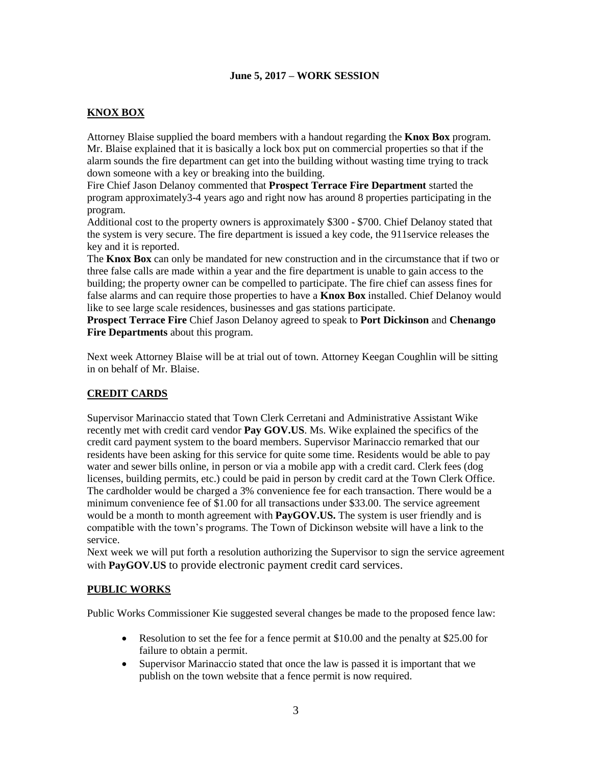**June 5, 2017 – WORK SESSION**

## KNOX BOX

Attorney Blaise supplied the board members with a handout regarding the **Knox Box** program. Mr. Blaise explained that it is basically a lock box put on commercial properties so that if the alarm sounds the fire department can get into the building without wasting time trying to track down someone with a key or breaking into the building.

Fire Chief Jason Delanoy commented that **Prospect Terrace Fire Department** started the program approximately3-4 years ago and right now has around 8 properties participating in the program.

Additional cost to the property owners is approximately \$300 - \$700. Chief Delanoy stated that the system is very secure. The fire department is issued a key code, the 911service releases the key and it is reported.

The **Knox Box** can only be mandated for new construction and in the circumstance that if two or three false calls are made within a year and the fire department is unable to gain access to the building; the property owner can be compelled to participate. The fire chief can assess fines for false alarms and can require those properties to have a **Knox Box** installed. Chief Delanoy would like to see large scale residences, businesses and gas stations participate.

**Prospect Terrace Fire** Chief Jason Delanoy agreed to speak to **Port Dickinson** and **Chenango Fire Departments** about this program.

Next week Attorney Blaise will be at trial out of town. Attorney Keegan Coughlin will be sitting in on behalf of Mr. Blaise.

## CREDIT CARDS

Supervisor Marinaccio stated that Town Clerk Cerretani and Administrative Assistant Wike recently met with credit card vendor **Pay GOV.US**. Ms. Wike explained the specifics of the credit card payment system to the board members. Supervisor Marinaccio remarked that our residents have been asking for this service for quite some time. Residents would be able to pay water and sewer bills online, in person or via a mobile app with a credit card. Clerk fees (dog licenses, building permits, etc.) could be paid in person by credit card at the Town Clerk Office. The cardholder would be charged a 3% convenience fee for each transaction. There would be a minimum convenience fee of \$1.00 for all transactions under \$33.00. The service agreement would be a month to month agreement with **PayGOV.US.** The system is user friendly and is compatible with the town's programs. The Town of Dickinson website will have a link to the service.

Next week we will put forth a resolution authorizing the Supervisor to sign the service agreement with **PayGOV.US** to provide electronic payment credit card services.

## PUBLIC WORKS

Public Works Commissioner Kie suggested several changes be made to the proposed fence law:

- Resolution to set the fee for a fence permit at \$10.00 and the penalty at \$25.00 for failure to obtain a permit.
- Supervisor Marinaccio stated that once the law is passed it is important that we publish on the town website that a fence permit is now required.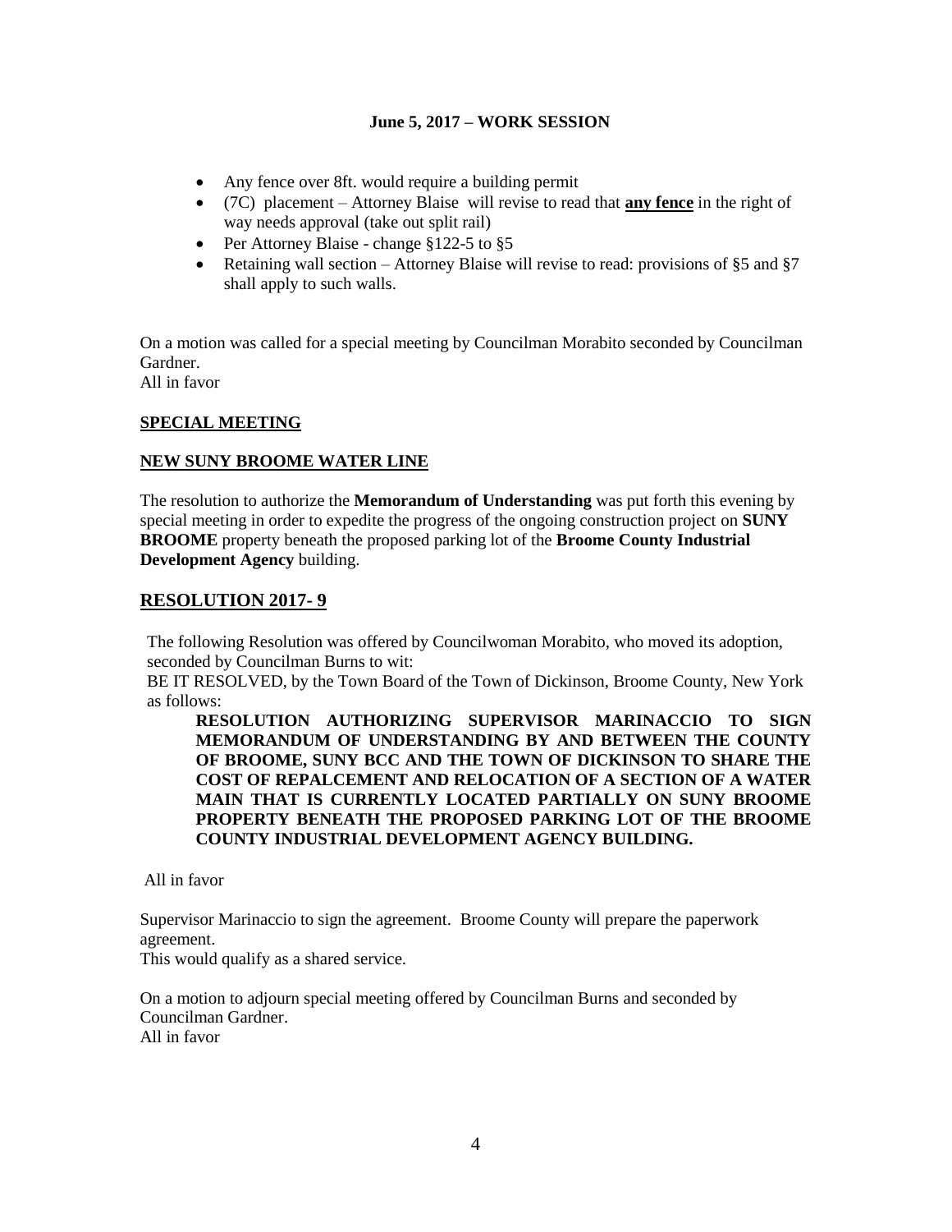**June 5, 2017 – WORK SESSION**

- Any fence over 8ft. would require a building permit
- (7C) placement – Attorney Blaise will revise to read that **any fence** in the right of way needs approval (take out split rail)
- Per Attorney Blaise - change §122-5 to §5
- Retaining wall section – Attorney Blaise will revise to read: provisions of §5 and §7 shall apply to such walls.

On a motion was called for a special meeting by Councilman Morabito seconded by Councilman Gardner.
All in favor

**SPECIAL MEETING**

**NEW SUNY BROOME WATER LINE**

The resolution to authorize the **Memorandum of Understanding** was put forth this evening by special meeting in order to expedite the progress of the ongoing construction project on **SUNY BROOME** property beneath the proposed parking lot of the **Broome County Industrial Development Agency** building.

## RESOLUTION 2017- 9

The following Resolution was offered by Councilwoman Morabito, who moved its adoption, seconded by Councilman Burns to wit:
BE IT RESOLVED, by the Town Board of the Town of Dickinson, Broome County, New York as follows:

**RESOLUTION AUTHORIZING SUPERVISOR MARINACCIO TO SIGN MEMORANDUM OF UNDERSTANDING BY AND BETWEEN THE COUNTY OF BROOME, SUNY BCC AND THE TOWN OF DICKINSON TO SHARE THE COST OF REPALCEMENT AND RELOCATION OF A SECTION OF A WATER MAIN THAT IS CURRENTLY LOCATED PARTIALLY ON SUNY BROOME PROPERTY BENEATH THE PROPOSED PARKING LOT OF THE BROOME COUNTY INDUSTRIAL DEVELOPMENT AGENCY BUILDING.**

All in favor

Supervisor Marinaccio to sign the agreement. Broome County will prepare the paperwork agreement.
This would qualify as a shared service.

On a motion to adjourn special meeting offered by Councilman Burns and seconded by Councilman Gardner.
All in favor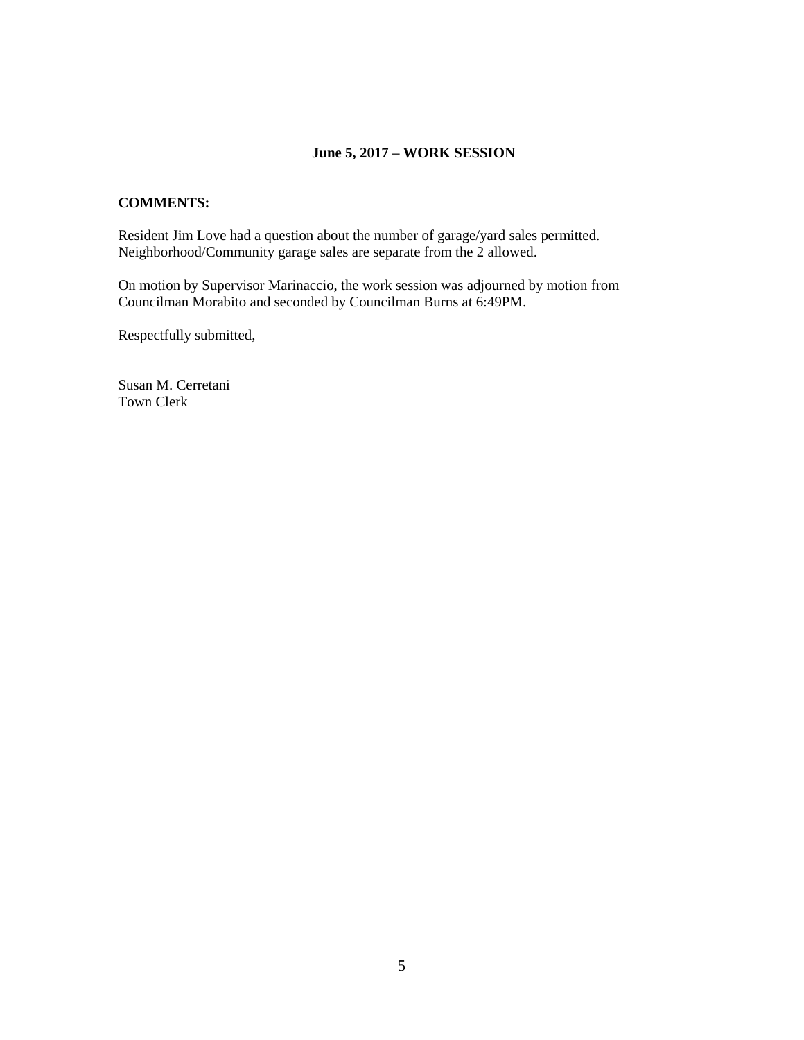**June 5, 2017 – WORK SESSION**

**COMMENTS:**

Resident Jim Love had a question about the number of garage/yard sales permitted. Neighborhood/Community garage sales are separate from the 2 allowed.

On motion by Supervisor Marinaccio, the work session was adjourned by motion from Councilman Morabito and seconded by Councilman Burns at 6:49PM.

Respectfully submitted,

Susan M. Cerretani
Town Clerk